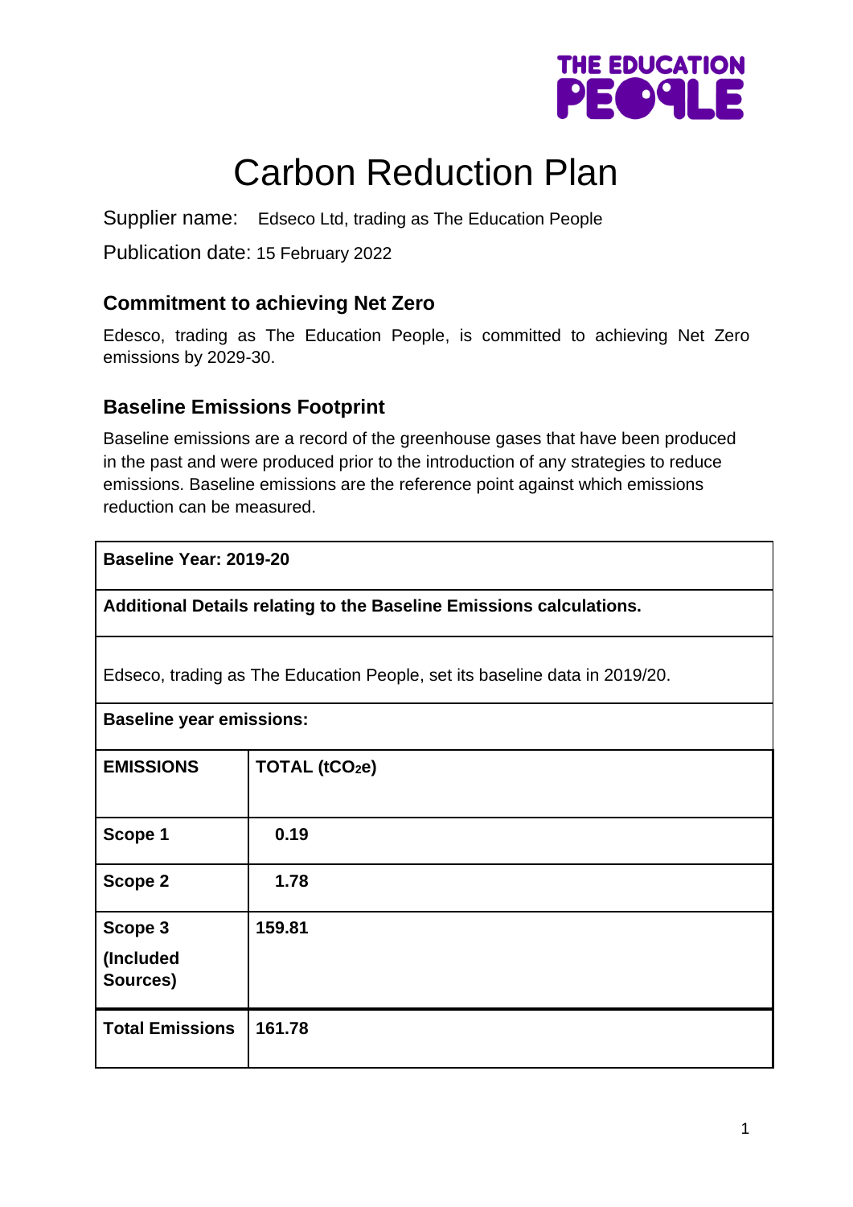# Carbon Reduction Plan

Supplier name: Edseco Ltd, trading as The Education People

Publication date: 15 February 2022

## Commitment to achieving Net Zero

Edesco, trading as The Education People, is committed to achieving Net Zero emissions by 2029-30.

## Baseline Emissions Footprint

Baseline emissions are a record of the greenhouse gases that have been produced in the past and were produced prior to the introduction of any strategies to reduce emissions. Baseline emissions are the reference point against which emissions reduction can be measured.

| | |
|---|---|
| **Baseline Year: 2019-20** | |
| **Additional Details relating to the Baseline Emissions calculations.** | |
| Edseco, trading as The Education People, set its baseline data in 2019/20. | |
| **Baseline year emissions:** | |
| **EMISSIONS** | **TOTAL ($tCO_2e$)** |
| **Scope 1** | **0.19** |
| **Scope 2** | **1.78** |
| **Scope 3 (Included Sources)** | **159.81** |
| **Total Emissions** | **161.78** |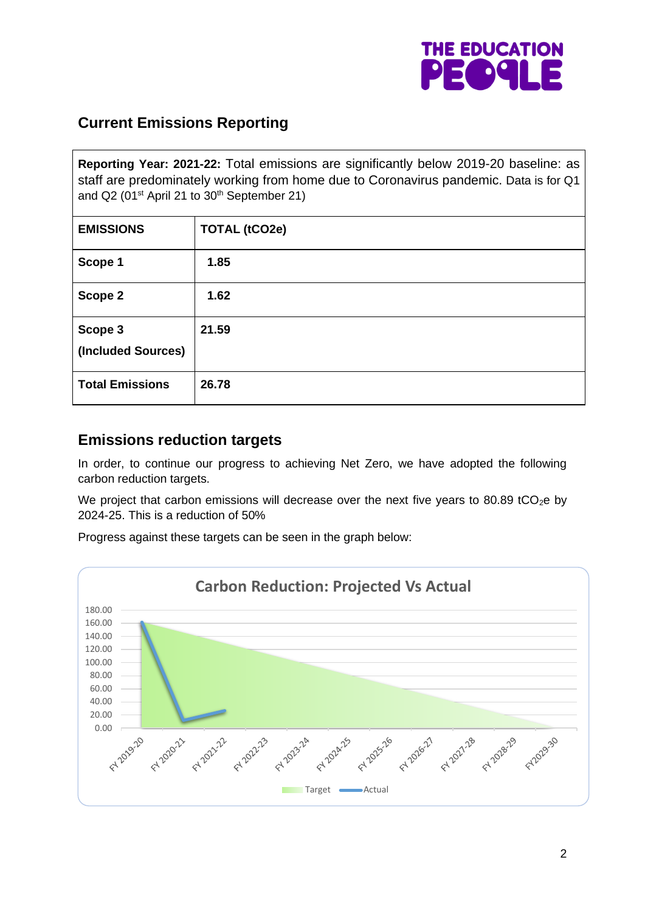## Current Emissions Reporting

| **Reporting Year: 2021-22:** Total emissions are significantly below 2019-20 baseline: as staff are predominately working from home due to Coronavirus pandemic. Data is for Q1 and Q2 (01st April 21 to 30th September 21) | |
|---|---|
| **EMISSIONS** | **TOTAL (tCO2e)** |
| **Scope 1** | **1.85** |
| **Scope 2** | **1.62** |
| **Scope 3 (Included Sources)** | **21.59** |
| **Total Emissions** | **26.78** |

## Emissions reduction targets

In order, to continue our progress to achieving Net Zero, we have adopted the following carbon reduction targets.

We project that carbon emissions will decrease over the next five years to 80.89 $tCO_2e$ by 2024-25. This is a reduction of 50%

Progress against these targets can be seen in the graph below:

Carbon Reduction: Projected Vs Actual

180.00
160.00
140.00
120.00
100.00
80.00
60.00
40.00
20.00
0.00

FY 2019-20
FY 2020-21
FY 2021-22
FY 2022-23
FY 2023-24
FY 2024-25
FY 2025-26
FY 2026-27
FY 2027-28
FY 2028-29
FY2029-30

Target
Actual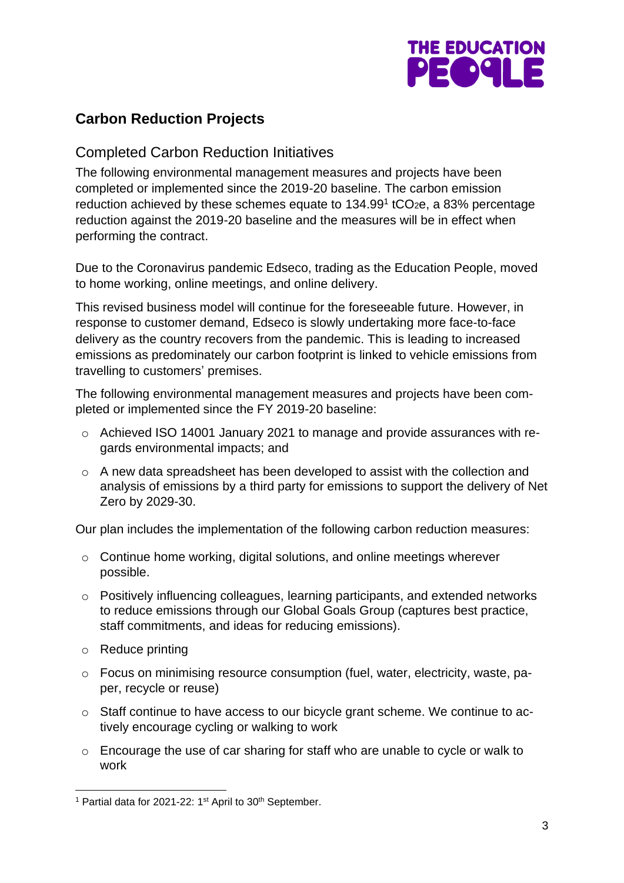## Carbon Reduction Projects

### Completed Carbon Reduction Initiatives

The following environmental management measures and projects have been completed or implemented since the 2019-20 baseline. The carbon emission reduction achieved by these schemes equate to 134.99[1] $tCO_2e$, a 83% percentage reduction against the 2019-20 baseline and the measures will be in effect when performing the contract.

Due to the Coronavirus pandemic Edseco, trading as the Education People, moved to home working, online meetings, and online delivery.

This revised business model will continue for the foreseeable future. However, in response to customer demand, Edseco is slowly undertaking more face-to-face delivery as the country recovers from the pandemic. This is leading to increased emissions as predominately our carbon footprint is linked to vehicle emissions from travelling to customers' premises.

The following environmental management measures and projects have been completed or implemented since the FY 2019-20 baseline:

- Achieved ISO 14001 January 2021 to manage and provide assurances with regards environmental impacts; and
- A new data spreadsheet has been developed to assist with the collection and analysis of emissions by a third party for emissions to support the delivery of Net Zero by 2029-30.

Our plan includes the implementation of the following carbon reduction measures:

- Continue home working, digital solutions, and online meetings wherever possible.
- Positively influencing colleagues, learning participants, and extended networks to reduce emissions through our Global Goals Group (captures best practice, staff commitments, and ideas for reducing emissions).
- Reduce printing
- Focus on minimising resource consumption (fuel, water, electricity, waste, paper, recycle or reuse)
- Staff continue to have access to our bicycle grant scheme. We continue to actively encourage cycling or walking to work
- Encourage the use of car sharing for staff who are unable to cycle or walk to work

[1] Partial data for 2021-22: 1st April to 30th September.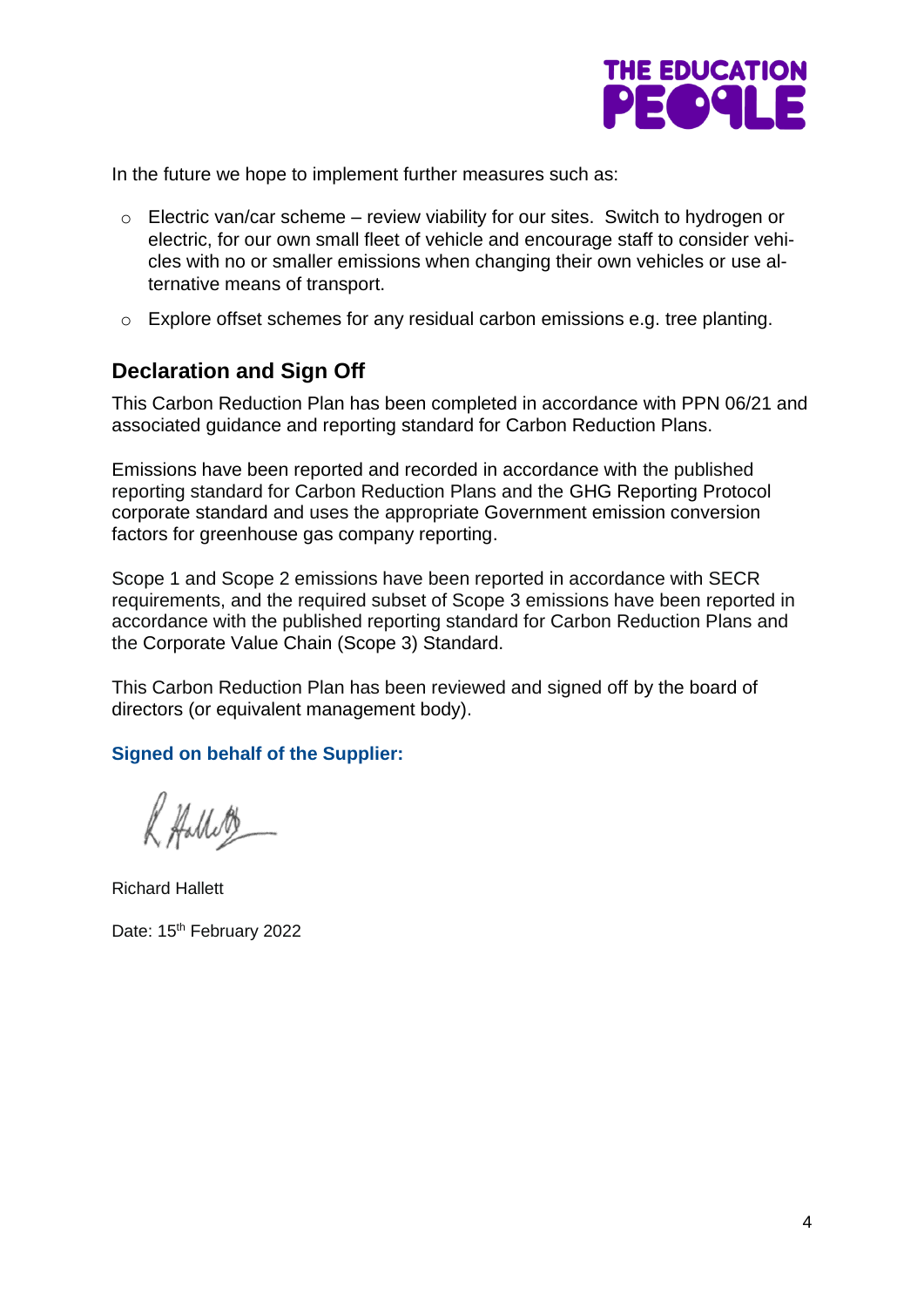In the future we hope to implement further measures such as:

- Electric van/car scheme – review viability for our sites. Switch to hydrogen or electric, for our own small fleet of vehicle and encourage staff to consider vehicles with no or smaller emissions when changing their own vehicles or use alternative means of transport.
- Explore offset schemes for any residual carbon emissions e.g. tree planting.

## Declaration and Sign Off

This Carbon Reduction Plan has been completed in accordance with PPN 06/21 and associated guidance and reporting standard for Carbon Reduction Plans.

Emissions have been reported and recorded in accordance with the published reporting standard for Carbon Reduction Plans and the GHG Reporting Protocol corporate standard and uses the appropriate Government emission conversion factors for greenhouse gas company reporting.

Scope 1 and Scope 2 emissions have been reported in accordance with SECR requirements, and the required subset of Scope 3 emissions have been reported in accordance with the published reporting standard for Carbon Reduction Plans and the Corporate Value Chain (Scope 3) Standard.

This Carbon Reduction Plan has been reviewed and signed off by the board of directors (or equivalent management body).

**Signed on behalf of the Supplier:**

Richard Hallett

Date: 15th February 2022